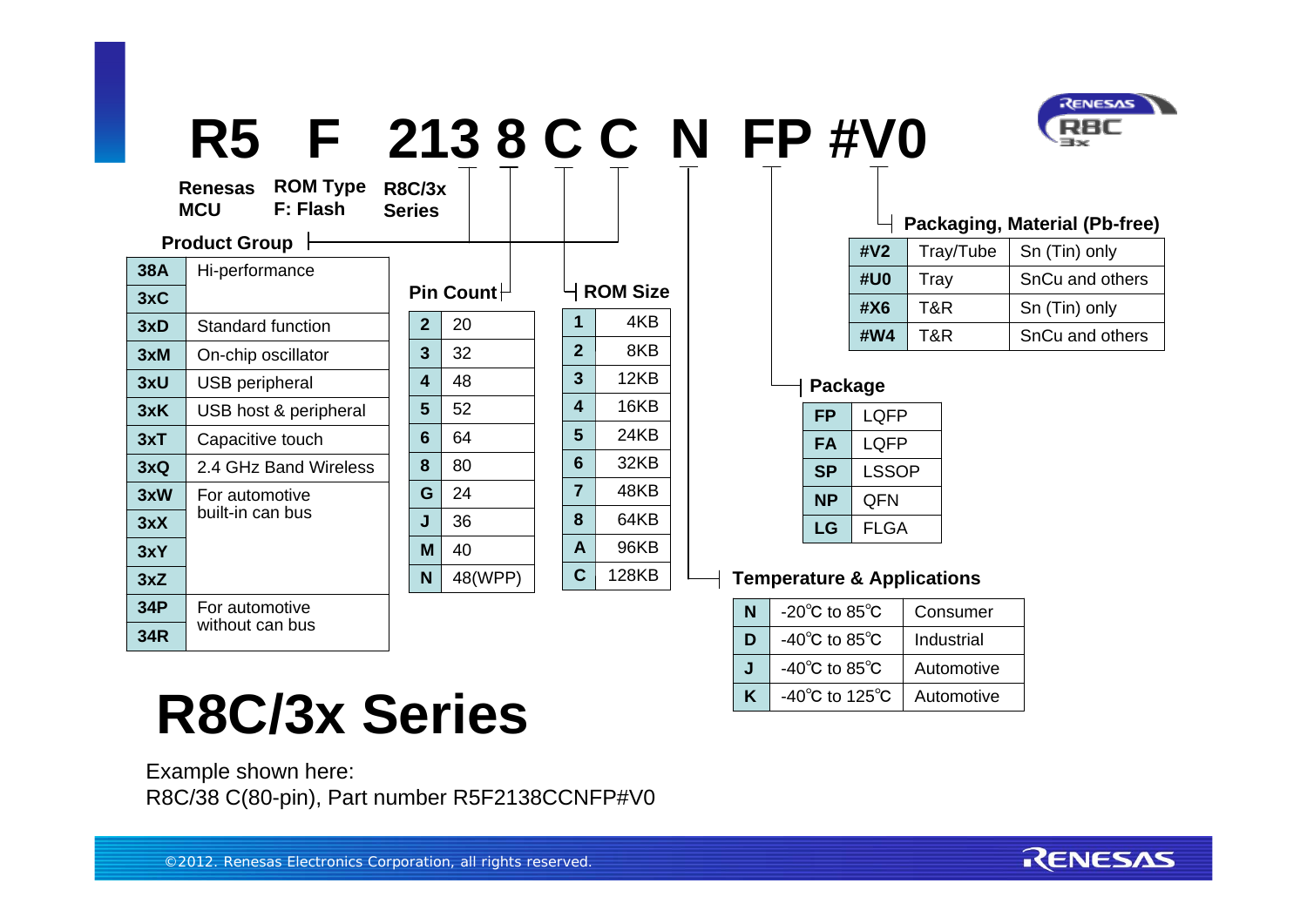# R5 F 213 8 C C N FP #V0

- **R5**: Renesas MCU
- **F**: ROM Type — F: Flash
- **213**: R8C/3x Series

### Product Group

| Code | Description |
| --- | --- |
| 38A | Hi-performance |
| 3xC | |
| 3xD | Standard function |
| 3xM | On-chip oscillator |
| 3xU | USB peripheral |
| 3xK | USB host & peripheral |
| 3xT | Capacitive touch |
| 3xQ | 2.4 GHz Band Wireless |
| 3xW | For automotive built-in can bus |
| 3xX | |
| 3xY | |
| 3xZ | |
| 34P | For automotive without can bus |
| 34R | |

### Pin Count

| Code | Pins |
| --- | --- |
| 2 | 20 |
| 3 | 32 |
| 4 | 48 |
| 5 | 52 |
| 6 | 64 |
| 8 | 80 |
| G | 24 |
| J | 36 |
| M | 40 |
| N | 48(WPP) |

### ROM Size

| Code | Size |
| --- | --- |
| 1 | 4KB |
| 2 | 8KB |
| 3 | 12KB |
| 4 | 16KB |
| 5 | 24KB |
| 6 | 32KB |
| 7 | 48KB |
| 8 | 64KB |
| A | 96KB |
| C | 128KB |

### Temperature & Applications

| Code | Temperature | Application |
| --- | --- | --- |
| N | -20℃ to 85℃ | Consumer |
| D | -40℃ to 85℃ | Industrial |
| J | -40℃ to 85℃ | Automotive |
| K | -40℃ to 125℃ | Automotive |

### Package

| Code | Package |
| --- | --- |
| FP | LQFP |
| FA | LQFP |
| SP | LSSOP |
| NP | QFN |
| LG | FLGA |

### Packaging, Material (Pb-free)

| Code | Packaging | Material |
| --- | --- | --- |
| #V2 | Tray/Tube | Sn (Tin) only |
| #U0 | Tray | SnCu and others |
| #X6 | T&R | Sn (Tin) only |
| #W4 | T&R | SnCu and others |

# R8C/3x Series

Example shown here:
R8C/38 C(80-pin), Part number R5F2138CCNFP#V0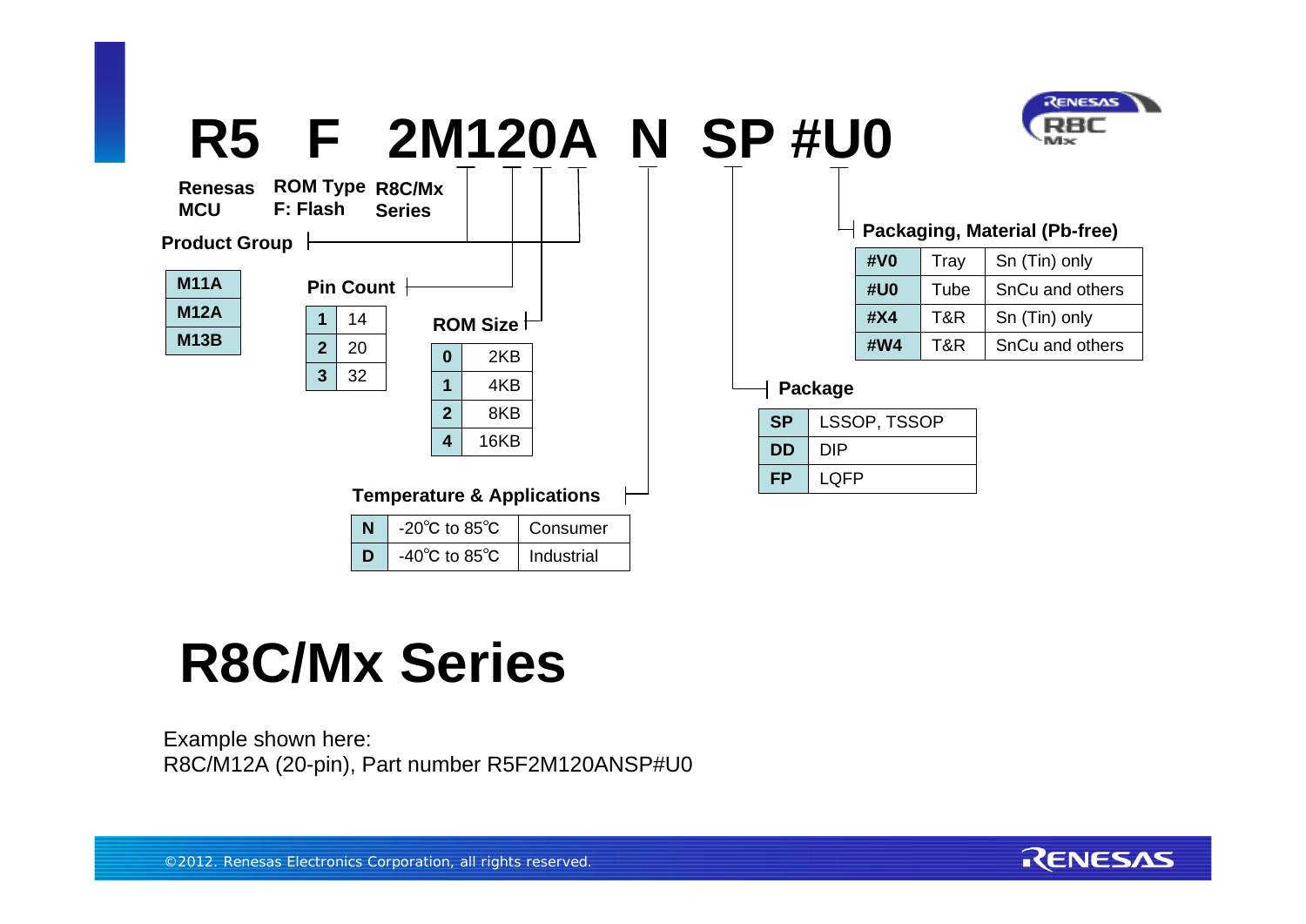# R5 F 2M120A N SP #U0

- **R5** — Renesas MCU
- **F** — ROM Type F: Flash
- **2M** — R8C/Mx Series
- **Product Group**

| Product Group |
|---|
| M11A |
| M12A |
| M13B |

**Pin Count**

| | |
|---|---|
| 1 | 14 |
| 2 | 20 |
| 3 | 32 |

**ROM Size**

| | |
|---|---|
| 0 | 2KB |
| 1 | 4KB |
| 2 | 8KB |
| 4 | 16KB |

**Temperature & Applications**

| | | |
|---|---|---|
| N | -20℃ to 85℃ | Consumer |
| D | -40℃ to 85℃ | Industrial |

**Package**

| | |
|---|---|
| SP | LSSOP, TSSOP |
| DD | DIP |
| FP | LQFP |

**Packaging, Material (Pb-free)**

| | | |
|---|---|---|
| #V0 | Tray | Sn (Tin) only |
| #U0 | Tube | SnCu and others |
| #X4 | T&R | Sn (Tin) only |
| #W4 | T&R | SnCu and others |

# R8C/Mx Series

Example shown here:
R8C/M12A (20-pin), Part number R5F2M120ANSP#U0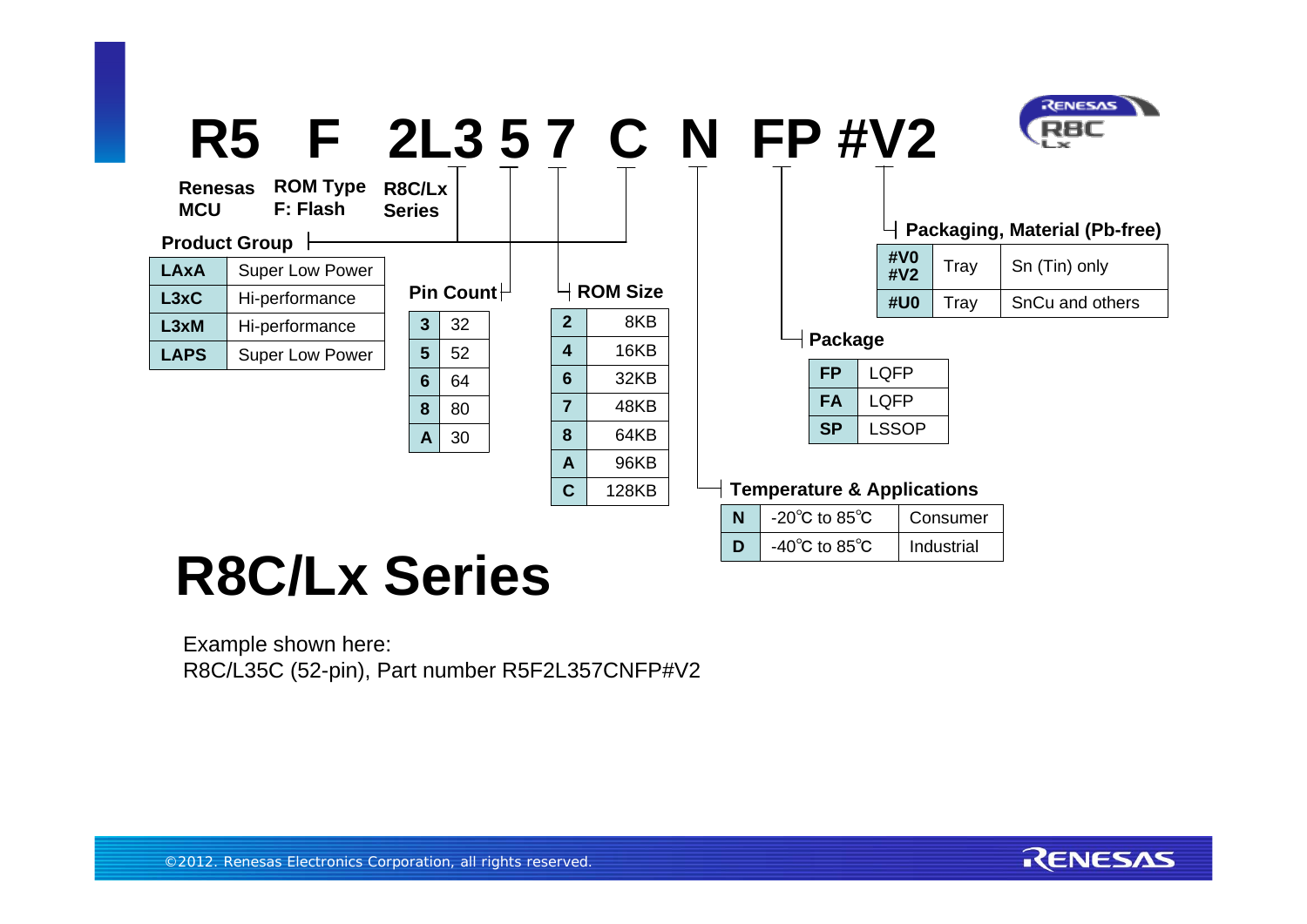# R8C/Lx Series

**R5 F 2L3 5 7 C N FP #V2**

- **Renesas MCU**: R5
- **ROM Type**: F: Flash
- **R8C/Lx Series**: 2L

**Product Group**

| | |
|---|---|
| LAxA | Super Low Power |
| L3xC | Hi-performance |
| L3xM | Hi-performance |
| LAPS | Super Low Power |

**Pin Count**

| | |
|---|---|
| 3 | 32 |
| 5 | 52 |
| 6 | 64 |
| 8 | 80 |
| A | 30 |

**ROM Size**

| | |
|---|---|
| 2 | 8KB |
| 4 | 16KB |
| 6 | 32KB |
| 7 | 48KB |
| 8 | 64KB |
| A | 96KB |
| C | 128KB |

**Temperature & Applications**

| | | |
|---|---|---|
| N | -20℃ to 85℃ | Consumer |
| D | -40℃ to 85℃ | Industrial |

**Package**

| | |
|---|---|
| FP | LQFP |
| FA | LQFP |
| SP | LSSOP |

**Packaging, Material (Pb-free)**

| | | |
|---|---|---|
| #V0 #V2 | Tray | Sn (Tin) only |
| #U0 | Tray | SnCu and others |

Example shown here:
R8C/L35C (52-pin), Part number R5F2L357CNFP#V2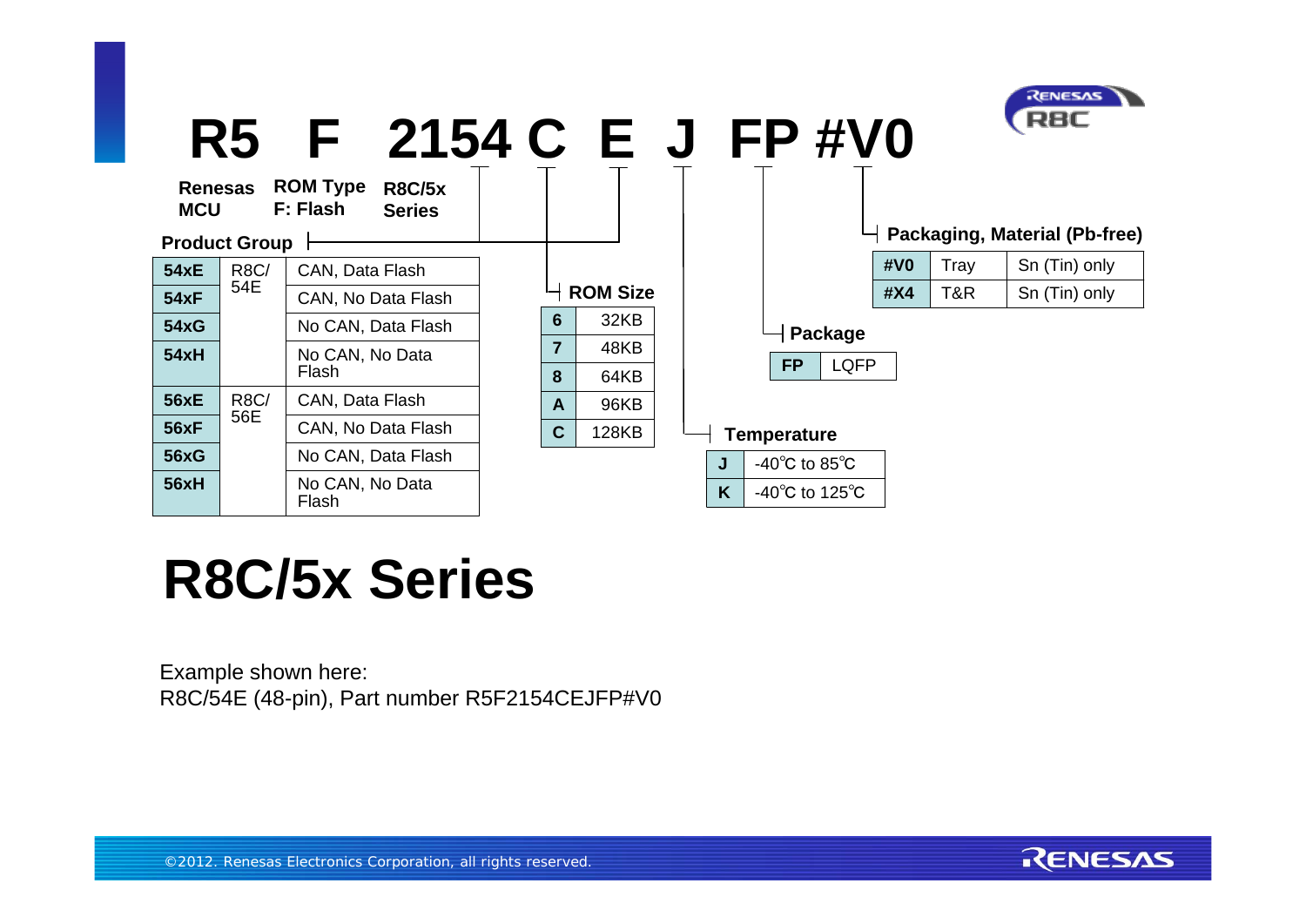# R5 F 2154 C E J FP #V0

**Renesas MCU** | **ROM Type F: Flash** | **R8C/5x Series**

**Product Group**

| | | |
|---|---|---|
| **54xE** | R8C/54E | CAN, Data Flash |
| **54xF** | | CAN, No Data Flash |
| **54xG** | | No CAN, Data Flash |
| **54xH** | | No CAN, No Data Flash |
| **56xE** | R8C/56E | CAN, Data Flash |
| **56xF** | | CAN, No Data Flash |
| **56xG** | | No CAN, Data Flash |
| **56xH** | | No CAN, No Data Flash |

**ROM Size**

| | |
|---|---|
| **6** | 32KB |
| **7** | 48KB |
| **8** | 64KB |
| **A** | 96KB |
| **C** | 128KB |

**Temperature**

| | |
|---|---|
| **J** | -40℃ to 85℃ |
| **K** | -40℃ to 125℃ |

**Package**

| | |
|---|---|
| **FP** | LQFP |

**Packaging, Material (Pb-free)**

| | | |
|---|---|---|
| **#V0** | Tray | Sn (Tin) only |
| **#X4** | T&R | Sn (Tin) only |

# R8C/5x Series

Example shown here:
R8C/54E (48-pin), Part number R5F2154CEJFP#V0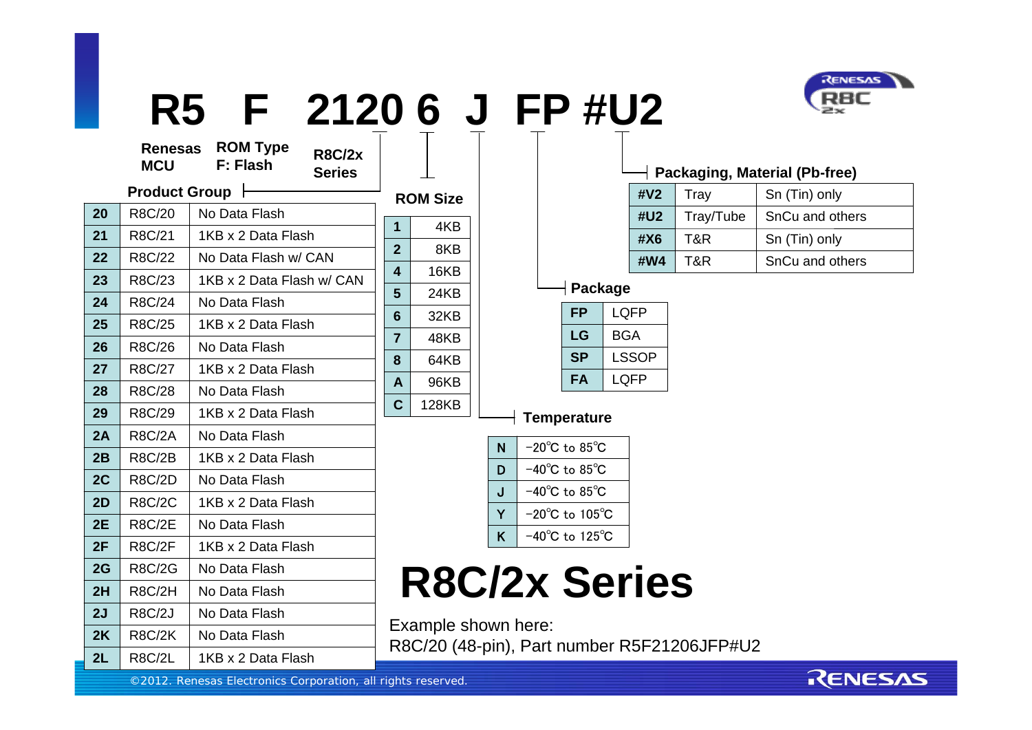# R5 F 2120 6 J FP #U2

- **Renesas MCU**
- **ROM Type** F: Flash
- **R8C/2x Series**

**Product Group**

| | | |
|---|---|---|
| **20** | R8C/20 | No Data Flash |
| **21** | R8C/21 | 1KB x 2 Data Flash |
| **22** | R8C/22 | No Data Flash w/ CAN |
| **23** | R8C/23 | 1KB x 2 Data Flash w/ CAN |
| **24** | R8C/24 | No Data Flash |
| **25** | R8C/25 | 1KB x 2 Data Flash |
| **26** | R8C/26 | No Data Flash |
| **27** | R8C/27 | 1KB x 2 Data Flash |
| **28** | R8C/28 | No Data Flash |
| **29** | R8C/29 | 1KB x 2 Data Flash |
| **2A** | R8C/2A | No Data Flash |
| **2B** | R8C/2B | 1KB x 2 Data Flash |
| **2C** | R8C/2D | No Data Flash |
| **2D** | R8C/2C | 1KB x 2 Data Flash |
| **2E** | R8C/2E | No Data Flash |
| **2F** | R8C/2F | 1KB x 2 Data Flash |
| **2G** | R8C/2G | No Data Flash |
| **2H** | R8C/2H | No Data Flash |
| **2J** | R8C/2J | No Data Flash |
| **2K** | R8C/2K | No Data Flash |
| **2L** | R8C/2L | 1KB x 2 Data Flash |

**ROM Size**

| | |
|---|---|
| **1** | 4KB |
| **2** | 8KB |
| **4** | 16KB |
| **5** | 24KB |
| **6** | 32KB |
| **7** | 48KB |
| **8** | 64KB |
| **A** | 96KB |
| **C** | 128KB |

**Temperature**

| | |
|---|---|
| **N** | −20℃ to 85℃ |
| **D** | −40℃ to 85℃ |
| **J** | −40℃ to 85℃ |
| **Y** | −20℃ to 105℃ |
| **K** | −40℃ to 125℃ |

**Package**

| | |
|---|---|
| **FP** | LQFP |
| **LG** | BGA |
| **SP** | LSSOP |
| **FA** | LQFP |

**Packaging, Material (Pb-free)**

| | | |
|---|---|---|
| **#V2** | Tray | Sn (Tin) only |
| **#U2** | Tray/Tube | SnCu and others |
| **#X6** | T&R | Sn (Tin) only |
| **#W4** | T&R | SnCu and others |

# R8C/2x Series

Example shown here:
R8C/20 (48-pin), Part number R5F21206JFP#U2

©2012. Renesas Electronics Corporation, all rights reserved.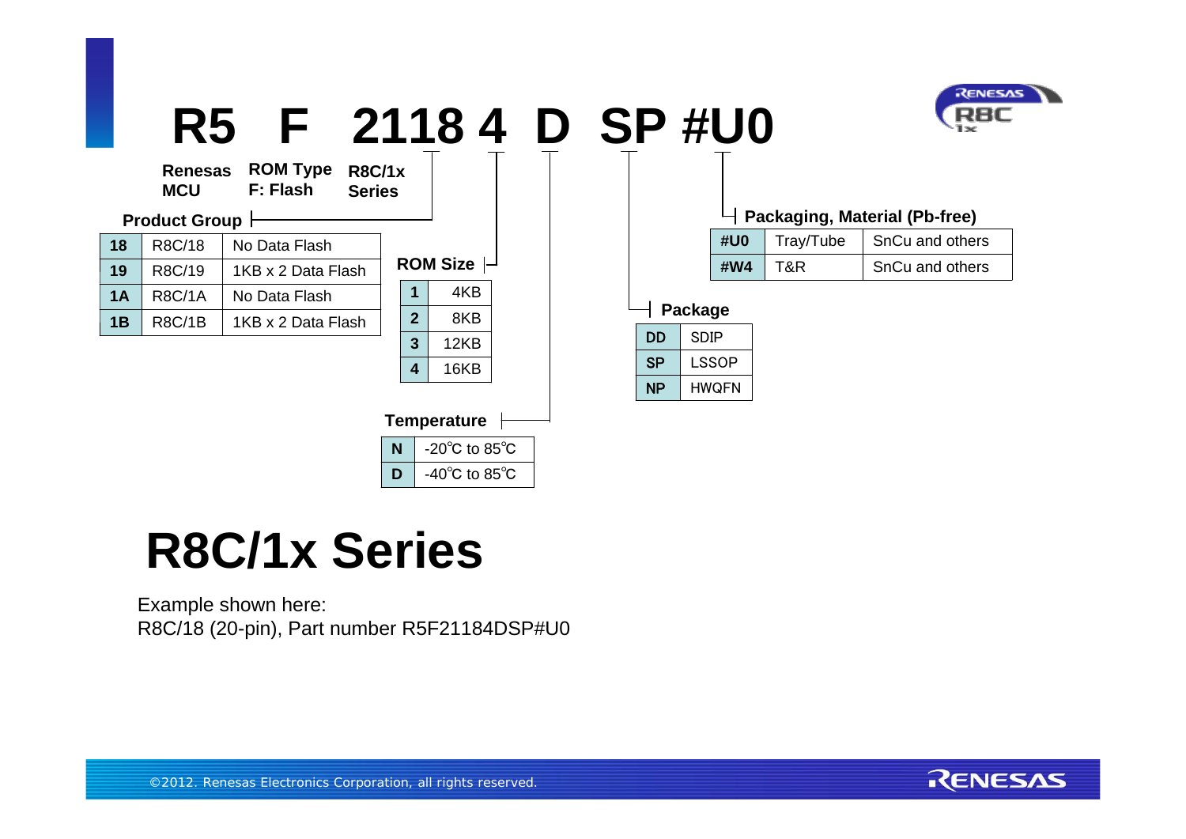# R5 F 2118 4 D SP #U0

**Renesas MCU**

**ROM Type**
**F: Flash**

**R8C/1x Series**

**Product Group**

| | | |
|---|---|---|
| **18** | R8C/18 | No Data Flash |
| **19** | R8C/19 | 1KB x 2 Data Flash |
| **1A** | R8C/1A | No Data Flash |
| **1B** | R8C/1B | 1KB x 2 Data Flash |

**ROM Size**

| | |
|---|---|
| **1** | 4KB |
| **2** | 8KB |
| **3** | 12KB |
| **4** | 16KB |

**Temperature**

| | |
|---|---|
| **N** | -20℃ to 85℃ |
| **D** | -40℃ to 85℃ |

**Package**

| | |
|---|---|
| **DD** | SDIP |
| **SP** | LSSOP |
| **NP** | HWQFN |

**Packaging, Material (Pb-free)**

| | | |
|---|---|---|
| **#U0** | Tray/Tube | SnCu and others |
| **#W4** | T&R | SnCu and others |

# R8C/1x Series

Example shown here:
R8C/18 (20-pin), Part number R5F21184DSP#U0